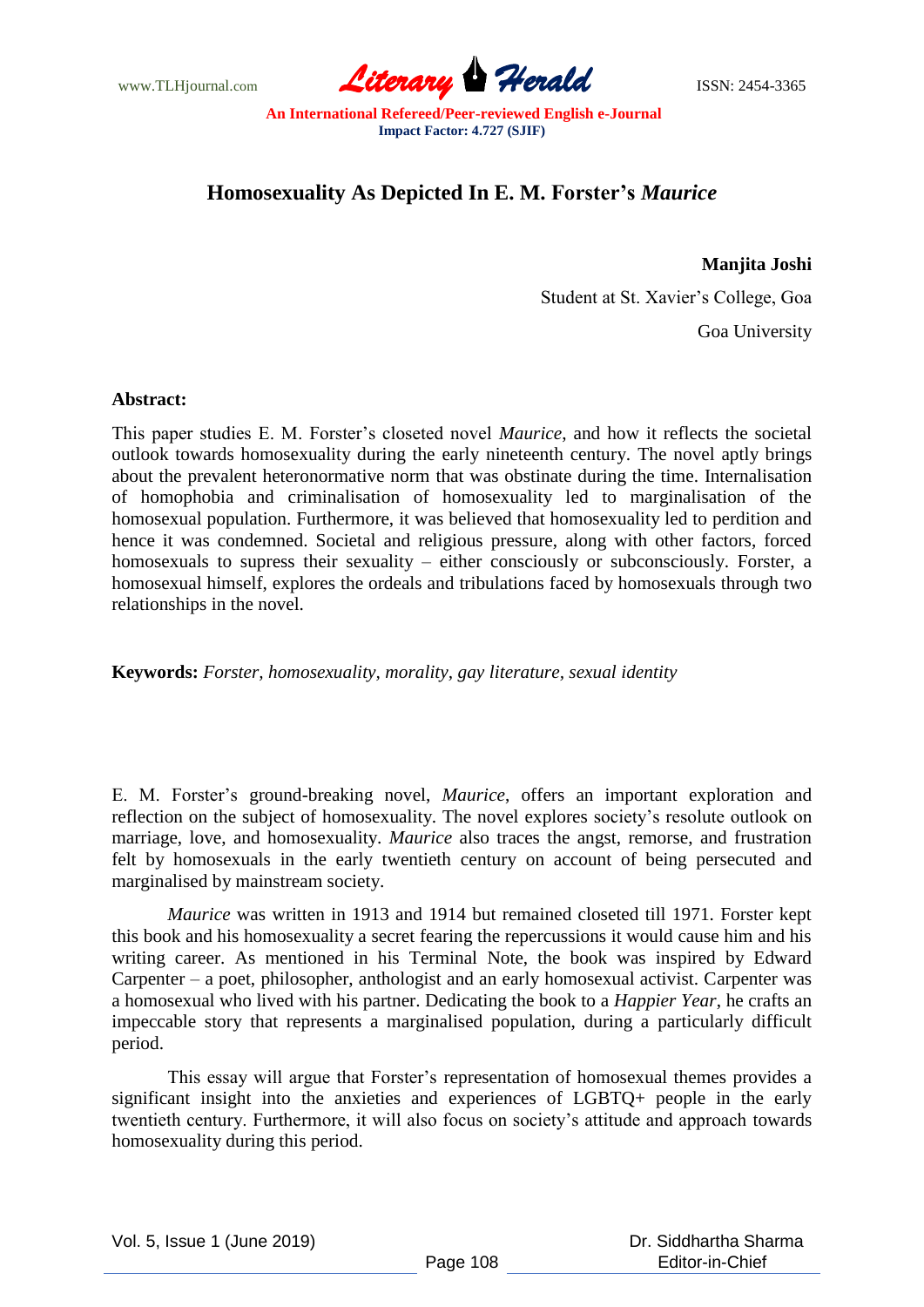# Homosexuality As Depicted In E. M. Forster's *Maurice*

**Manjita Joshi**

Student at St. Xavier's College, Goa

Goa University

**Abstract:**

This paper studies E. M. Forster's closeted novel *Maurice*, and how it reflects the societal outlook towards homosexuality during the early nineteenth century. The novel aptly brings about the prevalent heteronormative norm that was obstinate during the time. Internalisation of homophobia and criminalisation of homosexuality led to marginalisation of the homosexual population. Furthermore, it was believed that homosexuality led to perdition and hence it was condemned. Societal and religious pressure, along with other factors, forced homosexuals to supress their sexuality – either consciously or subconsciously. Forster, a homosexual himself, explores the ordeals and tribulations faced by homosexuals through two relationships in the novel.

**Keywords:** *Forster, homosexuality, morality, gay literature, sexual identity*

E. M. Forster's ground-breaking novel, *Maurice*, offers an important exploration and reflection on the subject of homosexuality. The novel explores society's resolute outlook on marriage, love, and homosexuality. *Maurice* also traces the angst, remorse, and frustration felt by homosexuals in the early twentieth century on account of being persecuted and marginalised by mainstream society.

*Maurice* was written in 1913 and 1914 but remained closeted till 1971. Forster kept this book and his homosexuality a secret fearing the repercussions it would cause him and his writing career. As mentioned in his Terminal Note, the book was inspired by Edward Carpenter – a poet, philosopher, anthologist and an early homosexual activist. Carpenter was a homosexual who lived with his partner. Dedicating the book to a *Happier Year*, he crafts an impeccable story that represents a marginalised population, during a particularly difficult period.

This essay will argue that Forster's representation of homosexual themes provides a significant insight into the anxieties and experiences of LGBTQ+ people in the early twentieth century. Furthermore, it will also focus on society's attitude and approach towards homosexuality during this period.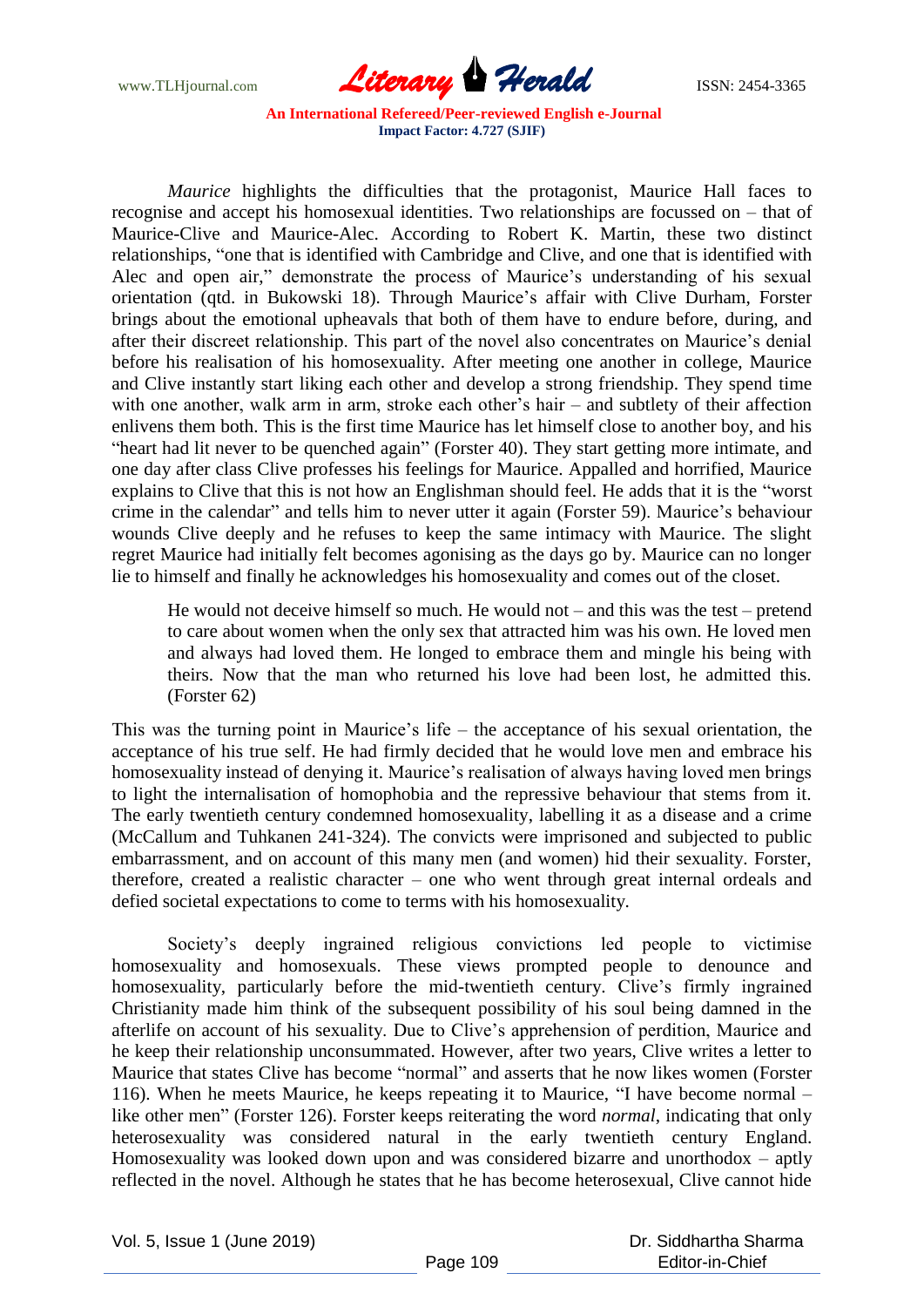*Maurice* highlights the difficulties that the protagonist, Maurice Hall faces to recognise and accept his homosexual identities. Two relationships are focussed on – that of Maurice-Clive and Maurice-Alec. According to Robert K. Martin, these two distinct relationships, "one that is identified with Cambridge and Clive, and one that is identified with Alec and open air," demonstrate the process of Maurice's understanding of his sexual orientation (qtd. in Bukowski 18). Through Maurice's affair with Clive Durham, Forster brings about the emotional upheavals that both of them have to endure before, during, and after their discreet relationship. This part of the novel also concentrates on Maurice's denial before his realisation of his homosexuality. After meeting one another in college, Maurice and Clive instantly start liking each other and develop a strong friendship. They spend time with one another, walk arm in arm, stroke each other's hair – and subtlety of their affection enlivens them both. This is the first time Maurice has let himself close to another boy, and his "heart had lit never to be quenched again" (Forster 40). They start getting more intimate, and one day after class Clive professes his feelings for Maurice. Appalled and horrified, Maurice explains to Clive that this is not how an Englishman should feel. He adds that it is the "worst crime in the calendar" and tells him to never utter it again (Forster 59). Maurice's behaviour wounds Clive deeply and he refuses to keep the same intimacy with Maurice. The slight regret Maurice had initially felt becomes agonising as the days go by. Maurice can no longer lie to himself and finally he acknowledges his homosexuality and comes out of the closet.

> He would not deceive himself so much. He would not – and this was the test – pretend to care about women when the only sex that attracted him was his own. He loved men and always had loved them. He longed to embrace them and mingle his being with theirs. Now that the man who returned his love had been lost, he admitted this. (Forster 62)

This was the turning point in Maurice's life – the acceptance of his sexual orientation, the acceptance of his true self. He had firmly decided that he would love men and embrace his homosexuality instead of denying it. Maurice's realisation of always having loved men brings to light the internalisation of homophobia and the repressive behaviour that stems from it. The early twentieth century condemned homosexuality, labelling it as a disease and a crime (McCallum and Tuhkanen 241-324). The convicts were imprisoned and subjected to public embarrassment, and on account of this many men (and women) hid their sexuality. Forster, therefore, created a realistic character – one who went through great internal ordeals and defied societal expectations to come to terms with his homosexuality.

Society's deeply ingrained religious convictions led people to victimise homosexuality and homosexuals. These views prompted people to denounce and homosexuality, particularly before the mid-twentieth century. Clive's firmly ingrained Christianity made him think of the subsequent possibility of his soul being damned in the afterlife on account of his sexuality. Due to Clive's apprehension of perdition, Maurice and he keep their relationship unconsummated. However, after two years, Clive writes a letter to Maurice that states Clive has become "normal" and asserts that he now likes women (Forster 116). When he meets Maurice, he keeps repeating it to Maurice, "I have become normal – like other men" (Forster 126). Forster keeps reiterating the word *normal,* indicating that only heterosexuality was considered natural in the early twentieth century England. Homosexuality was looked down upon and was considered bizarre and unorthodox – aptly reflected in the novel. Although he states that he has become heterosexual, Clive cannot hide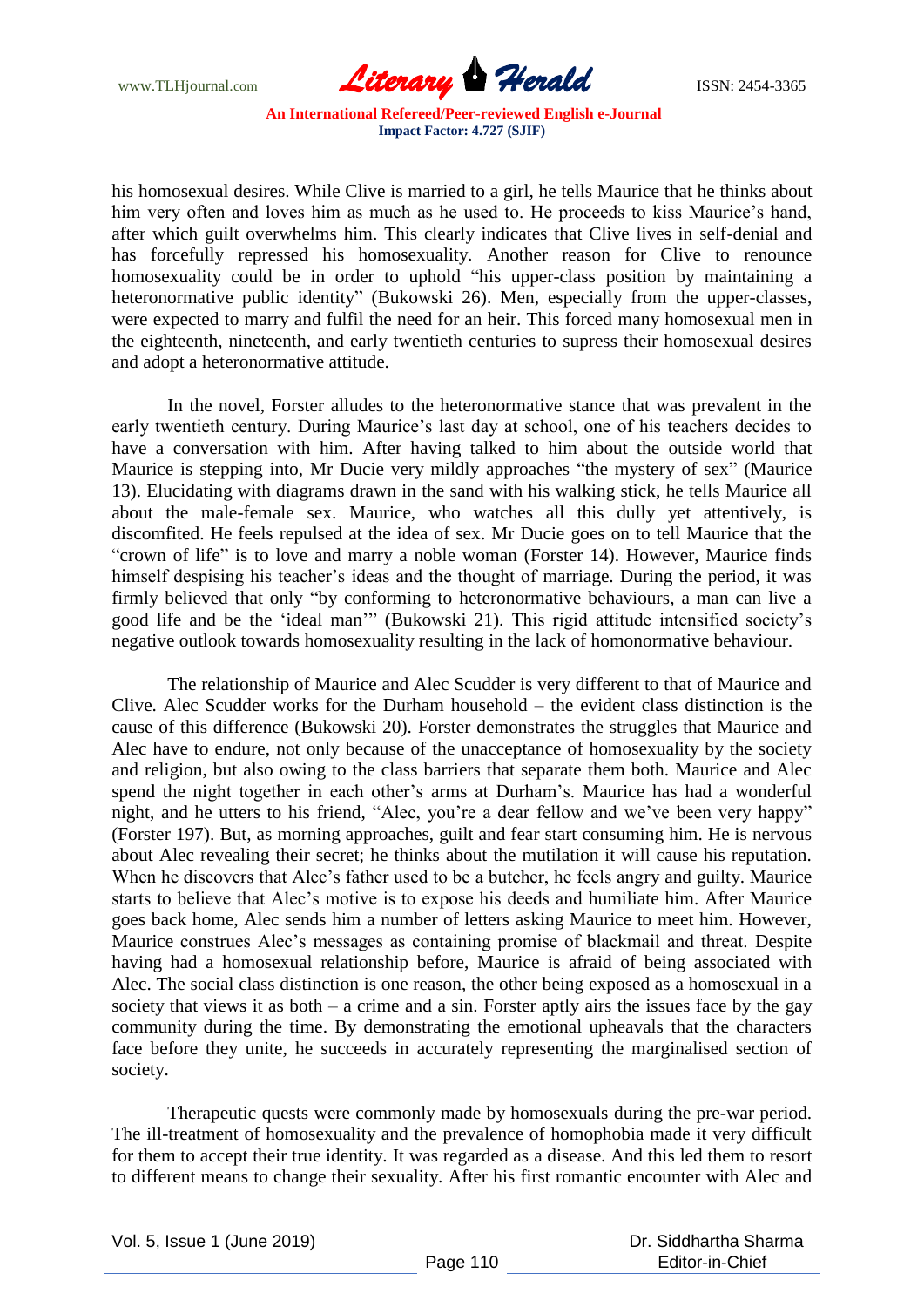his homosexual desires. While Clive is married to a girl, he tells Maurice that he thinks about him very often and loves him as much as he used to. He proceeds to kiss Maurice's hand, after which guilt overwhelms him. This clearly indicates that Clive lives in self-denial and has forcefully repressed his homosexuality. Another reason for Clive to renounce homosexuality could be in order to uphold "his upper-class position by maintaining a heteronormative public identity" (Bukowski 26). Men, especially from the upper-classes, were expected to marry and fulfil the need for an heir. This forced many homosexual men in the eighteenth, nineteenth, and early twentieth centuries to supress their homosexual desires and adopt a heteronormative attitude.

In the novel, Forster alludes to the heteronormative stance that was prevalent in the early twentieth century. During Maurice's last day at school, one of his teachers decides to have a conversation with him. After having talked to him about the outside world that Maurice is stepping into, Mr Ducie very mildly approaches "the mystery of sex" (Maurice 13). Elucidating with diagrams drawn in the sand with his walking stick, he tells Maurice all about the male-female sex. Maurice, who watches all this dully yet attentively, is discomfited. He feels repulsed at the idea of sex. Mr Ducie goes on to tell Maurice that the "crown of life" is to love and marry a noble woman (Forster 14). However, Maurice finds himself despising his teacher's ideas and the thought of marriage. During the period, it was firmly believed that only "by conforming to heteronormative behaviours, a man can live a good life and be the 'ideal man'" (Bukowski 21). This rigid attitude intensified society's negative outlook towards homosexuality resulting in the lack of homonormative behaviour.

The relationship of Maurice and Alec Scudder is very different to that of Maurice and Clive. Alec Scudder works for the Durham household – the evident class distinction is the cause of this difference (Bukowski 20). Forster demonstrates the struggles that Maurice and Alec have to endure, not only because of the unacceptance of homosexuality by the society and religion, but also owing to the class barriers that separate them both. Maurice and Alec spend the night together in each other's arms at Durham's. Maurice has had a wonderful night, and he utters to his friend, "Alec, you're a dear fellow and we've been very happy" (Forster 197). But, as morning approaches, guilt and fear start consuming him. He is nervous about Alec revealing their secret; he thinks about the mutilation it will cause his reputation. When he discovers that Alec's father used to be a butcher, he feels angry and guilty. Maurice starts to believe that Alec's motive is to expose his deeds and humiliate him. After Maurice goes back home, Alec sends him a number of letters asking Maurice to meet him. However, Maurice construes Alec's messages as containing promise of blackmail and threat. Despite having had a homosexual relationship before, Maurice is afraid of being associated with Alec. The social class distinction is one reason, the other being exposed as a homosexual in a society that views it as both – a crime and a sin. Forster aptly airs the issues face by the gay community during the time. By demonstrating the emotional upheavals that the characters face before they unite, he succeeds in accurately representing the marginalised section of society.

Therapeutic quests were commonly made by homosexuals during the pre-war period. The ill-treatment of homosexuality and the prevalence of homophobia made it very difficult for them to accept their true identity. It was regarded as a disease. And this led them to resort to different means to change their sexuality. After his first romantic encounter with Alec and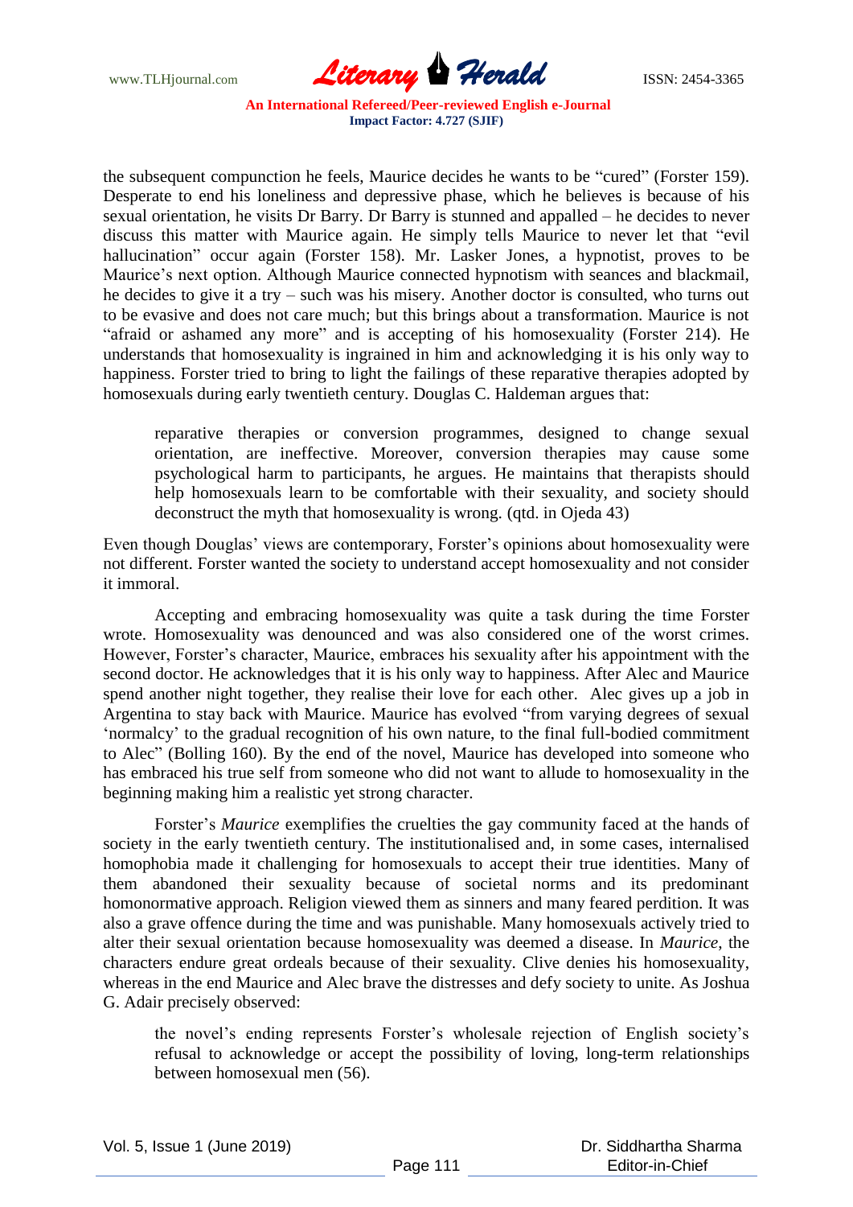the subsequent compunction he feels, Maurice decides he wants to be "cured" (Forster 159). Desperate to end his loneliness and depressive phase, which he believes is because of his sexual orientation, he visits Dr Barry. Dr Barry is stunned and appalled – he decides to never discuss this matter with Maurice again. He simply tells Maurice to never let that "evil hallucination" occur again (Forster 158). Mr. Lasker Jones, a hypnotist, proves to be Maurice's next option. Although Maurice connected hypnotism with seances and blackmail, he decides to give it a try – such was his misery. Another doctor is consulted, who turns out to be evasive and does not care much; but this brings about a transformation. Maurice is not "afraid or ashamed any more" and is accepting of his homosexuality (Forster 214). He understands that homosexuality is ingrained in him and acknowledging it is his only way to happiness. Forster tried to bring to light the failings of these reparative therapies adopted by homosexuals during early twentieth century. Douglas C. Haldeman argues that:

> reparative therapies or conversion programmes, designed to change sexual orientation, are ineffective. Moreover, conversion therapies may cause some psychological harm to participants, he argues. He maintains that therapists should help homosexuals learn to be comfortable with their sexuality, and society should deconstruct the myth that homosexuality is wrong. (qtd. in Ojeda 43)

Even though Douglas' views are contemporary, Forster's opinions about homosexuality were not different. Forster wanted the society to understand accept homosexuality and not consider it immoral.

Accepting and embracing homosexuality was quite a task during the time Forster wrote. Homosexuality was denounced and was also considered one of the worst crimes. However, Forster's character, Maurice, embraces his sexuality after his appointment with the second doctor. He acknowledges that it is his only way to happiness. After Alec and Maurice spend another night together, they realise their love for each other. Alec gives up a job in Argentina to stay back with Maurice. Maurice has evolved "from varying degrees of sexual 'normalcy' to the gradual recognition of his own nature, to the final full-bodied commitment to Alec" (Bolling 160). By the end of the novel, Maurice has developed into someone who has embraced his true self from someone who did not want to allude to homosexuality in the beginning making him a realistic yet strong character.

Forster's *Maurice* exemplifies the cruelties the gay community faced at the hands of society in the early twentieth century. The institutionalised and, in some cases, internalised homophobia made it challenging for homosexuals to accept their true identities. Many of them abandoned their sexuality because of societal norms and its predominant homonormative approach. Religion viewed them as sinners and many feared perdition. It was also a grave offence during the time and was punishable. Many homosexuals actively tried to alter their sexual orientation because homosexuality was deemed a disease. In *Maurice*, the characters endure great ordeals because of their sexuality. Clive denies his homosexuality, whereas in the end Maurice and Alec brave the distresses and defy society to unite. As Joshua G. Adair precisely observed:

> the novel's ending represents Forster's wholesale rejection of English society's refusal to acknowledge or accept the possibility of loving, long-term relationships between homosexual men (56).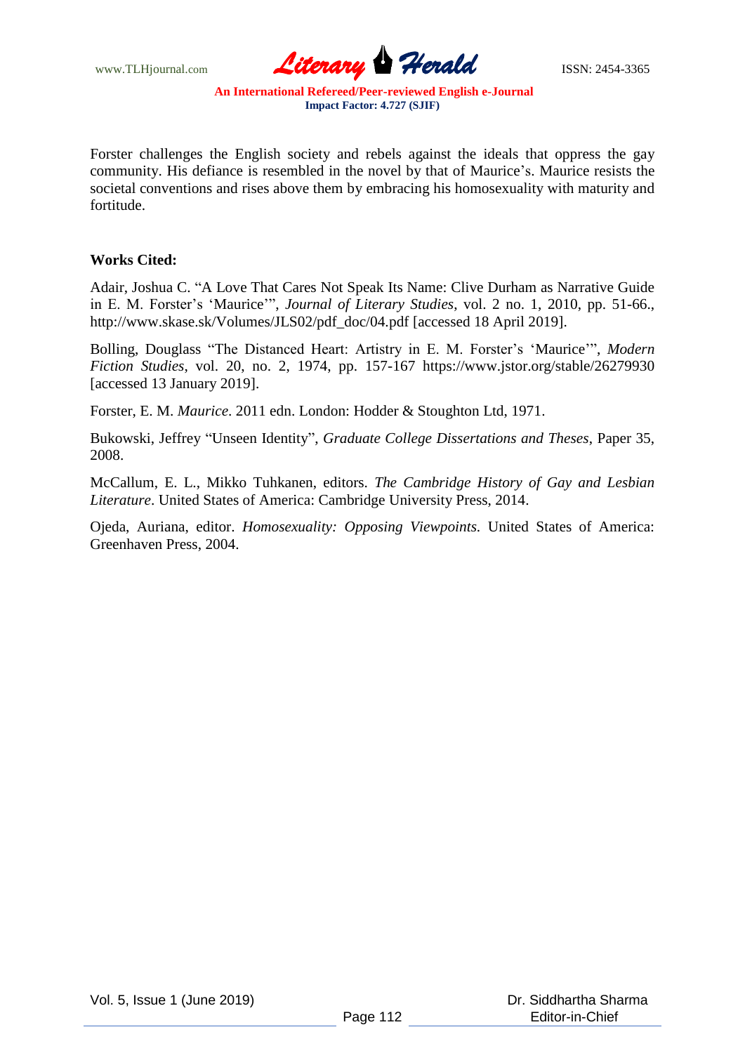Forster challenges the English society and rebels against the ideals that oppress the gay community. His defiance is resembled in the novel by that of Maurice's. Maurice resists the societal conventions and rises above them by embracing his homosexuality with maturity and fortitude.

**Works Cited:**

Adair, Joshua C. "A Love That Cares Not Speak Its Name: Clive Durham as Narrative Guide in E. M. Forster's 'Maurice'", *Journal of Literary Studies*, vol. 2 no. 1, 2010, pp. 51-66., http://www.skase.sk/Volumes/JLS02/pdf_doc/04.pdf [accessed 18 April 2019].

Bolling, Douglass "The Distanced Heart: Artistry in E. M. Forster's 'Maurice'", *Modern Fiction Studies*, vol. 20, no. 2, 1974, pp. 157-167 https://www.jstor.org/stable/26279930 [accessed 13 January 2019].

Forster, E. M. *Maurice*. 2011 edn. London: Hodder & Stoughton Ltd, 1971.

Bukowski, Jeffrey "Unseen Identity", *Graduate College Dissertations and Theses*, Paper 35, 2008.

McCallum, E. L., Mikko Tuhkanen, editors. *The Cambridge History of Gay and Lesbian Literature*. United States of America: Cambridge University Press, 2014.

Ojeda, Auriana, editor. *Homosexuality: Opposing Viewpoints.* United States of America: Greenhaven Press, 2004.